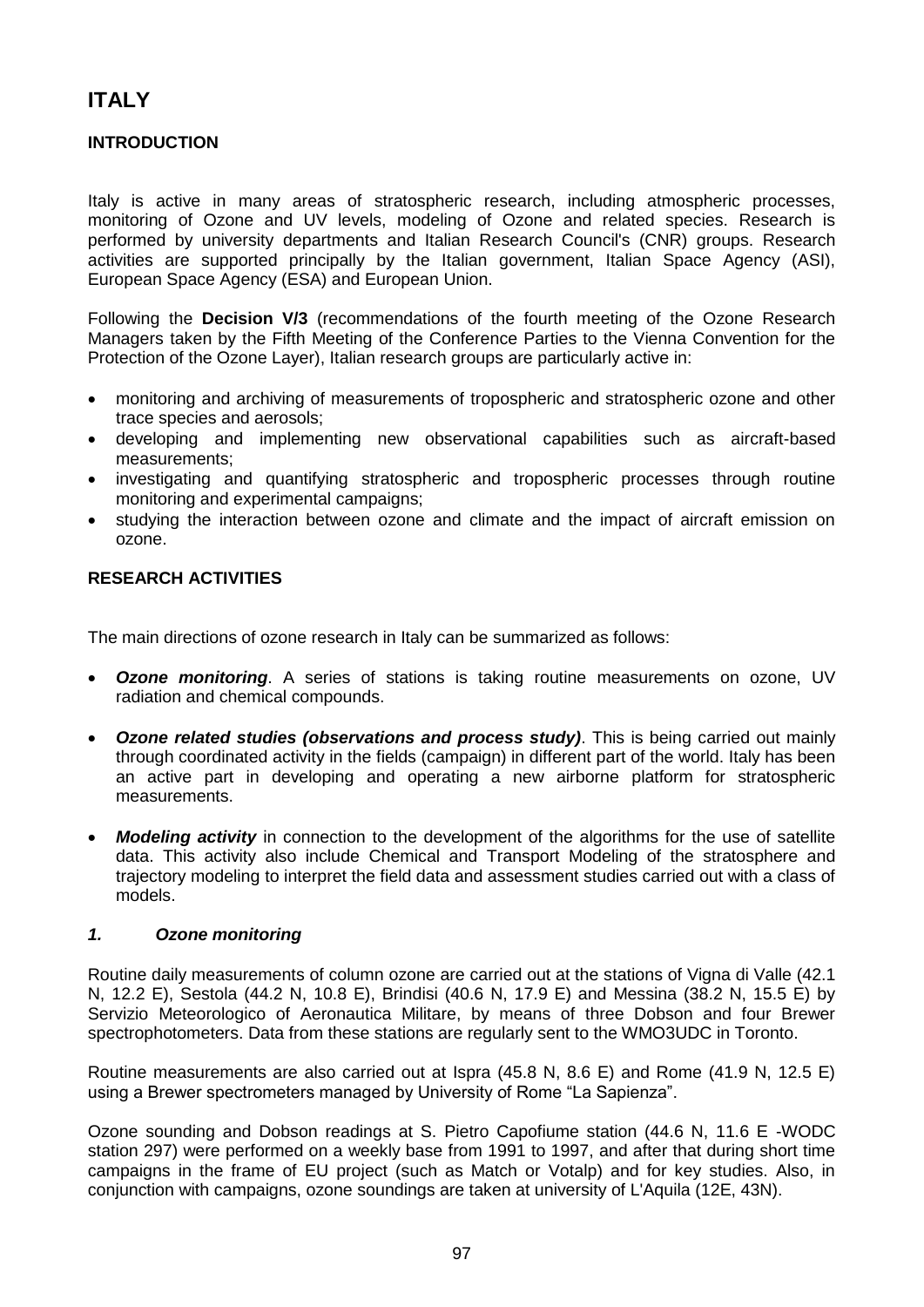# ITALY

## INTRODUCTION

Italy is active in many areas of stratospheric research, including atmospheric processes, monitoring of Ozone and UV levels, modeling of Ozone and related species. Research is performed by university departments and Italian Research Council's (CNR) groups. Research activities are supported principally by the Italian government, Italian Space Agency (ASI), European Space Agency (ESA) and European Union.

Following the **Decision V/3** (recommendations of the fourth meeting of the Ozone Research Managers taken by the Fifth Meeting of the Conference Parties to the Vienna Convention for the Protection of the Ozone Layer), Italian research groups are particularly active in:

- monitoring and archiving of measurements of tropospheric and stratospheric ozone and other trace species and aerosols;
- developing and implementing new observational capabilities such as aircraft-based measurements;
- investigating and quantifying stratospheric and tropospheric processes through routine monitoring and experimental campaigns;
- studying the interaction between ozone and climate and the impact of aircraft emission on ozone.

## RESEARCH ACTIVITIES

The main directions of ozone research in Italy can be summarized as follows:

- ***Ozone monitoring***. A series of stations is taking routine measurements on ozone, UV radiation and chemical compounds.
- ***Ozone related studies (observations and process study)***. This is being carried out mainly through coordinated activity in the fields (campaign) in different part of the world. Italy has been an active part in developing and operating a new airborne platform for stratospheric measurements.
- ***Modeling activity*** in connection to the development of the algorithms for the use of satellite data. This activity also include Chemical and Transport Modeling of the stratosphere and trajectory modeling to interpret the field data and assessment studies carried out with a class of models.

### *1. Ozone monitoring*

Routine daily measurements of column ozone are carried out at the stations of Vigna di Valle (42.1 N, 12.2 E), Sestola (44.2 N, 10.8 E), Brindisi (40.6 N, 17.9 E) and Messina (38.2 N, 15.5 E) by Servizio Meteorologico of Aeronautica Militare, by means of three Dobson and four Brewer spectrophotometers. Data from these stations are regularly sent to the WMO3UDC in Toronto.

Routine measurements are also carried out at Ispra (45.8 N, 8.6 E) and Rome (41.9 N, 12.5 E) using a Brewer spectrometers managed by University of Rome "La Sapienza".

Ozone sounding and Dobson readings at S. Pietro Capofiume station (44.6 N, 11.6 E -WODC station 297) were performed on a weekly base from 1991 to 1997, and after that during short time campaigns in the frame of EU project (such as Match or Votalp) and for key studies. Also, in conjunction with campaigns, ozone soundings are taken at university of L'Aquila (12E, 43N).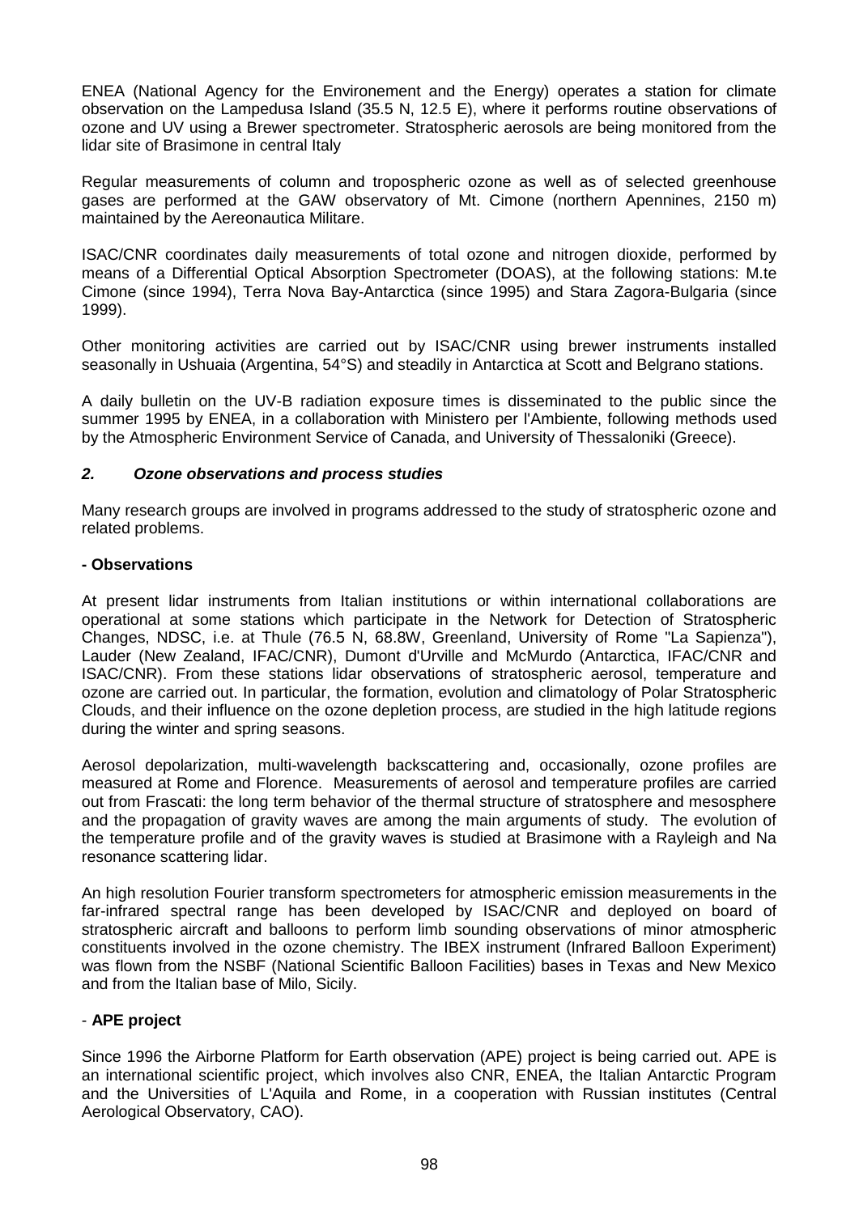ENEA (National Agency for the Environement and the Energy) operates a station for climate observation on the Lampedusa Island (35.5 N, 12.5 E), where it performs routine observations of ozone and UV using a Brewer spectrometer. Stratospheric aerosols are being monitored from the lidar site of Brasimone in central Italy

Regular measurements of column and tropospheric ozone as well as of selected greenhouse gases are performed at the GAW observatory of Mt. Cimone (northern Apennines, 2150 m) maintained by the Aereonautica Militare.

ISAC/CNR coordinates daily measurements of total ozone and nitrogen dioxide, performed by means of a Differential Optical Absorption Spectrometer (DOAS), at the following stations: M.te Cimone (since 1994), Terra Nova Bay-Antarctica (since 1995) and Stara Zagora-Bulgaria (since 1999).

Other monitoring activities are carried out by ISAC/CNR using brewer instruments installed seasonally in Ushuaia (Argentina, 54°S) and steadily in Antarctica at Scott and Belgrano stations.

A daily bulletin on the UV-B radiation exposure times is disseminated to the public since the summer 1995 by ENEA, in a collaboration with Ministero per l'Ambiente, following methods used by the Atmospheric Environment Service of Canada, and University of Thessaloniki (Greece).

### *2. Ozone observations and process studies*

Many research groups are involved in programs addressed to the study of stratospheric ozone and related problems.

**- Observations**

At present lidar instruments from Italian institutions or within international collaborations are operational at some stations which participate in the Network for Detection of Stratospheric Changes, NDSC, i.e. at Thule (76.5 N, 68.8W, Greenland, University of Rome "La Sapienza"), Lauder (New Zealand, IFAC/CNR), Dumont d'Urville and McMurdo (Antarctica, IFAC/CNR and ISAC/CNR). From these stations lidar observations of stratospheric aerosol, temperature and ozone are carried out. In particular, the formation, evolution and climatology of Polar Stratospheric Clouds, and their influence on the ozone depletion process, are studied in the high latitude regions during the winter and spring seasons.

Aerosol depolarization, multi-wavelength backscattering and, occasionally, ozone profiles are measured at Rome and Florence. Measurements of aerosol and temperature profiles are carried out from Frascati: the long term behavior of the thermal structure of stratosphere and mesosphere and the propagation of gravity waves are among the main arguments of study. The evolution of the temperature profile and of the gravity waves is studied at Brasimone with a Rayleigh and Na resonance scattering lidar.

An high resolution Fourier transform spectrometers for atmospheric emission measurements in the far-infrared spectral range has been developed by ISAC/CNR and deployed on board of stratospheric aircraft and balloons to perform limb sounding observations of minor atmospheric constituents involved in the ozone chemistry. The IBEX instrument (Infrared Balloon Experiment) was flown from the NSBF (National Scientific Balloon Facilities) bases in Texas and New Mexico and from the Italian base of Milo, Sicily.

- **APE project**

Since 1996 the Airborne Platform for Earth observation (APE) project is being carried out. APE is an international scientific project, which involves also CNR, ENEA, the Italian Antarctic Program and the Universities of L'Aquila and Rome, in a cooperation with Russian institutes (Central Aerological Observatory, CAO).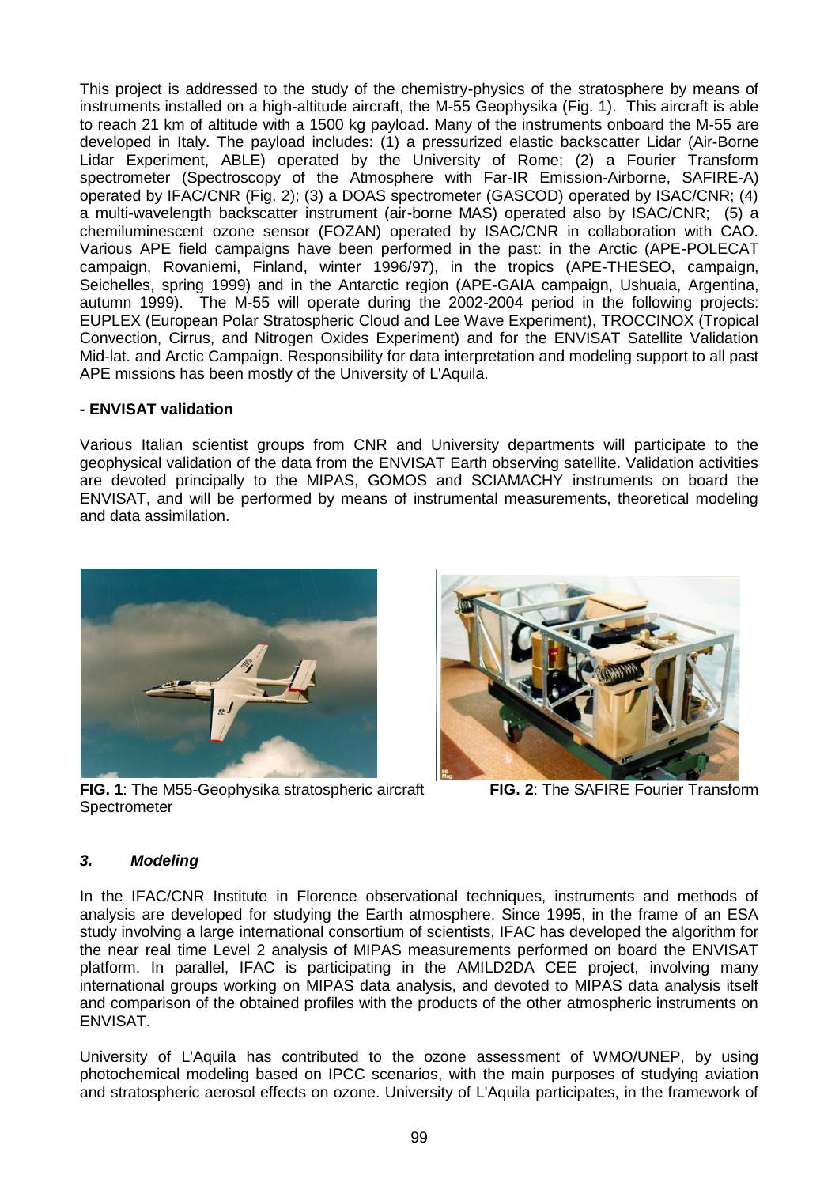This project is addressed to the study of the chemistry-physics of the stratosphere by means of instruments installed on a high-altitude aircraft, the M-55 Geophysika (Fig. 1). This aircraft is able to reach 21 km of altitude with a 1500 kg payload. Many of the instruments onboard the M-55 are developed in Italy. The payload includes: (1) a pressurized elastic backscatter Lidar (Air-Borne Lidar Experiment, ABLE) operated by the University of Rome; (2) a Fourier Transform spectrometer (Spectroscopy of the Atmosphere with Far-IR Emission-Airborne, SAFIRE-A) operated by IFAC/CNR (Fig. 2); (3) a DOAS spectrometer (GASCOD) operated by ISAC/CNR; (4) a multi-wavelength backscatter instrument (air-borne MAS) operated also by ISAC/CNR; (5) a chemiluminescent ozone sensor (FOZAN) operated by ISAC/CNR in collaboration with CAO. Various APE field campaigns have been performed in the past: in the Arctic (APE-POLECAT campaign, Rovaniemi, Finland, winter 1996/97), in the tropics (APE-THESEO, campaign, Seichelles, spring 1999) and in the Antarctic region (APE-GAIA campaign, Ushuaia, Argentina, autumn 1999). The M-55 will operate during the 2002-2004 period in the following projects: EUPLEX (European Polar Stratospheric Cloud and Lee Wave Experiment), TROCCINOX (Tropical Convection, Cirrus, and Nitrogen Oxides Experiment) and for the ENVISAT Satellite Validation Mid-lat. and Arctic Campaign. Responsibility for data interpretation and modeling support to all past APE missions has been mostly of the University of L'Aquila.

**- ENVISAT validation**

Various Italian scientist groups from CNR and University departments will participate to the geophysical validation of the data from the ENVISAT Earth observing satellite. Validation activities are devoted principally to the MIPAS, GOMOS and SCIAMACHY instruments on board the ENVISAT, and will be performed by means of instrumental measurements, theoretical modeling and data assimilation.

**FIG. 1**: The M55-Geophysika stratospheric aircraft

**FIG. 2**: The SAFIRE Fourier Transform Spectrometer

### *3. Modeling*

In the IFAC/CNR Institute in Florence observational techniques, instruments and methods of analysis are developed for studying the Earth atmosphere. Since 1995, in the frame of an ESA study involving a large international consortium of scientists, IFAC has developed the algorithm for the near real time Level 2 analysis of MIPAS measurements performed on board the ENVISAT platform. In parallel, IFAC is participating in the AMILD2DA CEE project, involving many international groups working on MIPAS data analysis, and devoted to MIPAS data analysis itself and comparison of the obtained profiles with the products of the other atmospheric instruments on ENVISAT.

University of L'Aquila has contributed to the ozone assessment of WMO/UNEP, by using photochemical modeling based on IPCC scenarios, with the main purposes of studying aviation and stratospheric aerosol effects on ozone. University of L'Aquila participates, in the framework of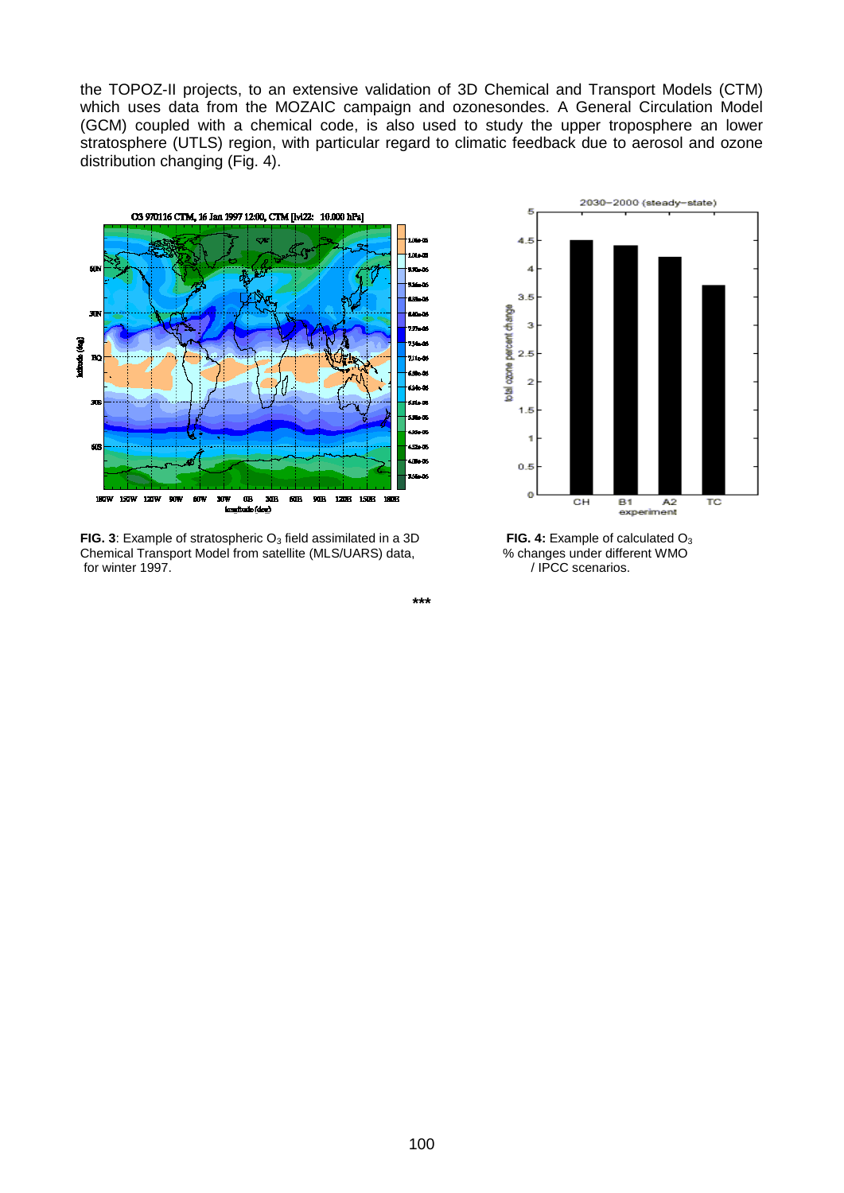the TOPOZ-II projects, to an extensive validation of 3D Chemical and Transport Models (CTM) which uses data from the MOZAIC campaign and ozonesondes. A General Circulation Model (GCM) coupled with a chemical code, is also used to study the upper troposphere an lower stratosphere (UTLS) region, with particular regard to climatic feedback due to aerosol and ozone distribution changing (Fig. 4).

O3 970116 CTM, 16 Jan 1997 12:00, CTM [lvl22: 10.000 hPa]

latitude (deg)

longitude (deg)

180W 150W 120W 90W 60W 30W 0E 30E 60E 90E 120E 150E 180E

60N 30N EQ 30S 60S

**FIG. 3**: Example of stratospheric $O_3$ field assimilated in a 3D Chemical Transport Model from satellite (MLS/UARS) data, for winter 1997.

2030−2000 (steady−state)

total ozone percent change

experiment

CH B1 A2 TC

0 0.5 1 1.5 2 2.5 3 3.5 4 4.5 5

**FIG. 4:** Example of calculated $O_3$ % changes under different WMO / IPCC scenarios.

***